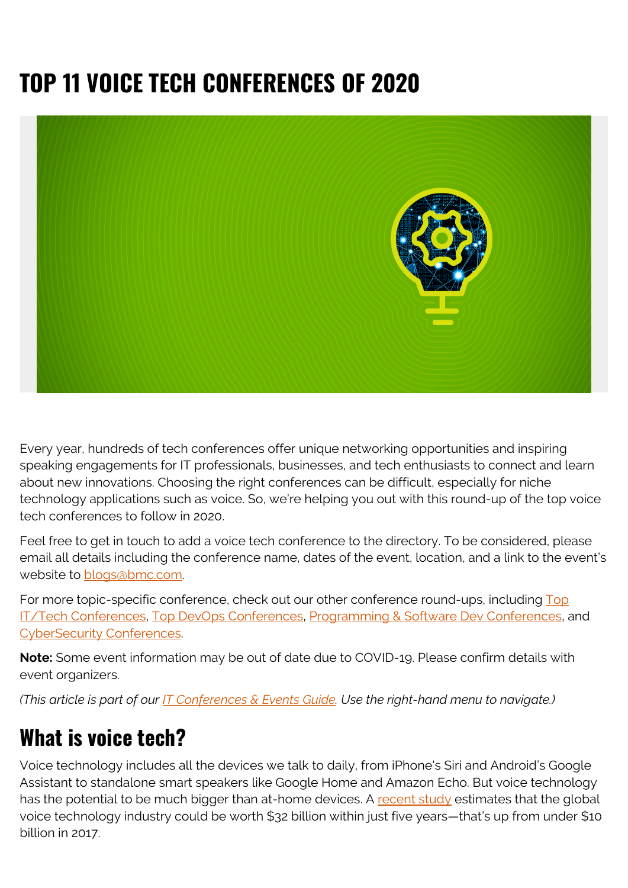# TOP 11 VOICE TECH CONFERENCES OF 2020

Every year, hundreds of tech conferences offer unique networking opportunities and inspiring speaking engagements for IT professionals, businesses, and tech enthusiasts to connect and learn about new innovations. Choosing the right conferences can be difficult, especially for niche technology applications such as voice. So, we're helping you out with this round-up of the top voice tech conferences to follow in 2020.

Feel free to get in touch to add a voice tech conference to the directory. To be considered, please email all details including the conference name, dates of the event, location, and a link to the event's website to blogs@bmc.com.

For more topic-specific conference, check out our other conference round-ups, including Top IT/Tech Conferences, Top DevOps Conferences, Programming & Software Dev Conferences, and CyberSecurity Conferences.

**Note:** Some event information may be out of date due to COVID-19. Please confirm details with event organizers.

*(This article is part of our IT Conferences & Events Guide. Use the right-hand menu to navigate.)*

## What is voice tech?

Voice technology includes all the devices we talk to daily, from iPhone's Siri and Android's Google Assistant to standalone smart speakers like Google Home and Amazon Echo. But voice technology has the potential to be much bigger than at-home devices. A recent study estimates that the global voice technology industry could be worth $32 billion within just five years—that's up from under $10 billion in 2017.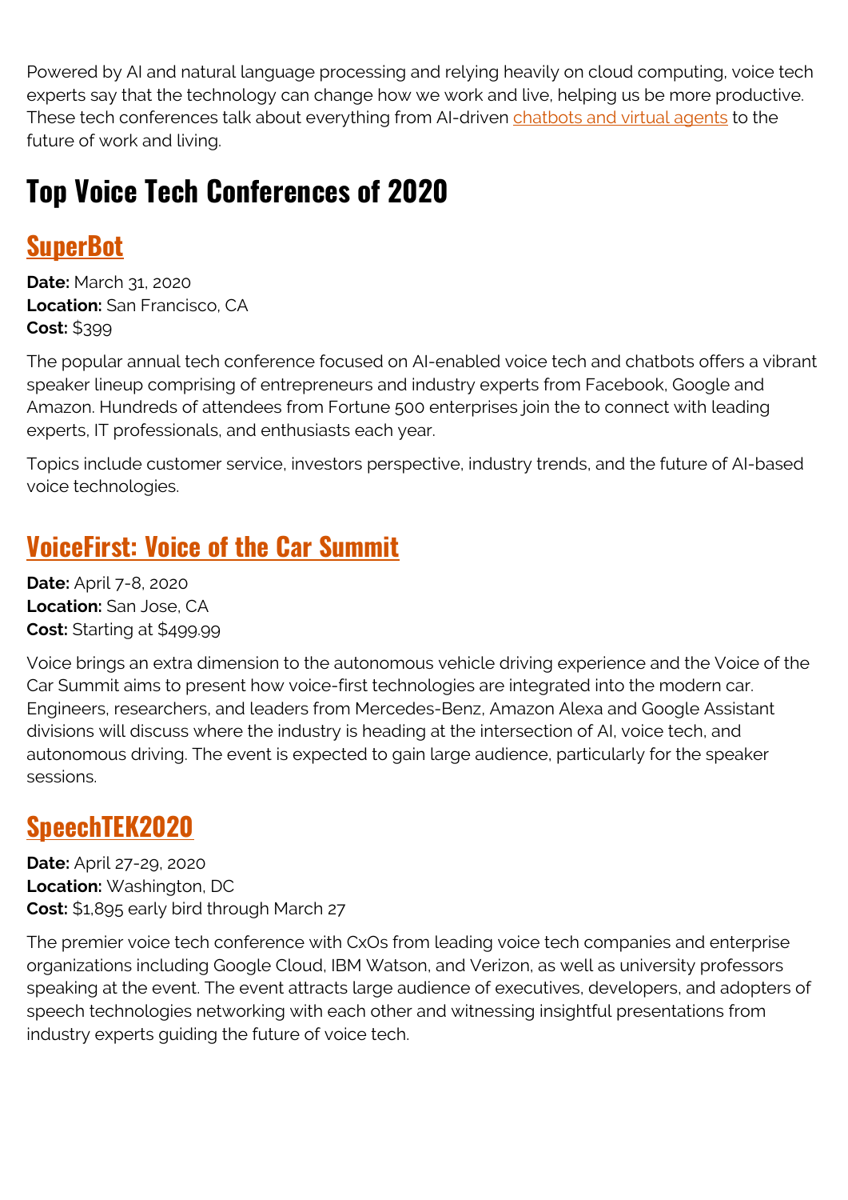Powered by AI and natural language processing and relying heavily on cloud computing, voice tech experts say that the technology can change how we work and live, helping us be more productive. These tech conferences talk about everything from AI-driven chatbots and virtual agents to the future of work and living.

## Top Voice Tech Conferences of 2020

### SuperBot

**Date:** March 31, 2020
**Location:** San Francisco, CA
**Cost:** $399

The popular annual tech conference focused on AI-enabled voice tech and chatbots offers a vibrant speaker lineup comprising of entrepreneurs and industry experts from Facebook, Google and Amazon. Hundreds of attendees from Fortune 500 enterprises join the to connect with leading experts, IT professionals, and enthusiasts each year.

Topics include customer service, investors perspective, industry trends, and the future of AI-based voice technologies.

### VoiceFirst: Voice of the Car Summit

**Date:** April 7-8, 2020
**Location:** San Jose, CA
**Cost:** Starting at $499.99

Voice brings an extra dimension to the autonomous vehicle driving experience and the Voice of the Car Summit aims to present how voice-first technologies are integrated into the modern car. Engineers, researchers, and leaders from Mercedes-Benz, Amazon Alexa and Google Assistant divisions will discuss where the industry is heading at the intersection of AI, voice tech, and autonomous driving. The event is expected to gain large audience, particularly for the speaker sessions.

### SpeechTEK2020

**Date:** April 27-29, 2020
**Location:** Washington, DC
**Cost:** $1,895 early bird through March 27

The premier voice tech conference with CxOs from leading voice tech companies and enterprise organizations including Google Cloud, IBM Watson, and Verizon, as well as university professors speaking at the event. The event attracts large audience of executives, developers, and adopters of speech technologies networking with each other and witnessing insightful presentations from industry experts guiding the future of voice tech.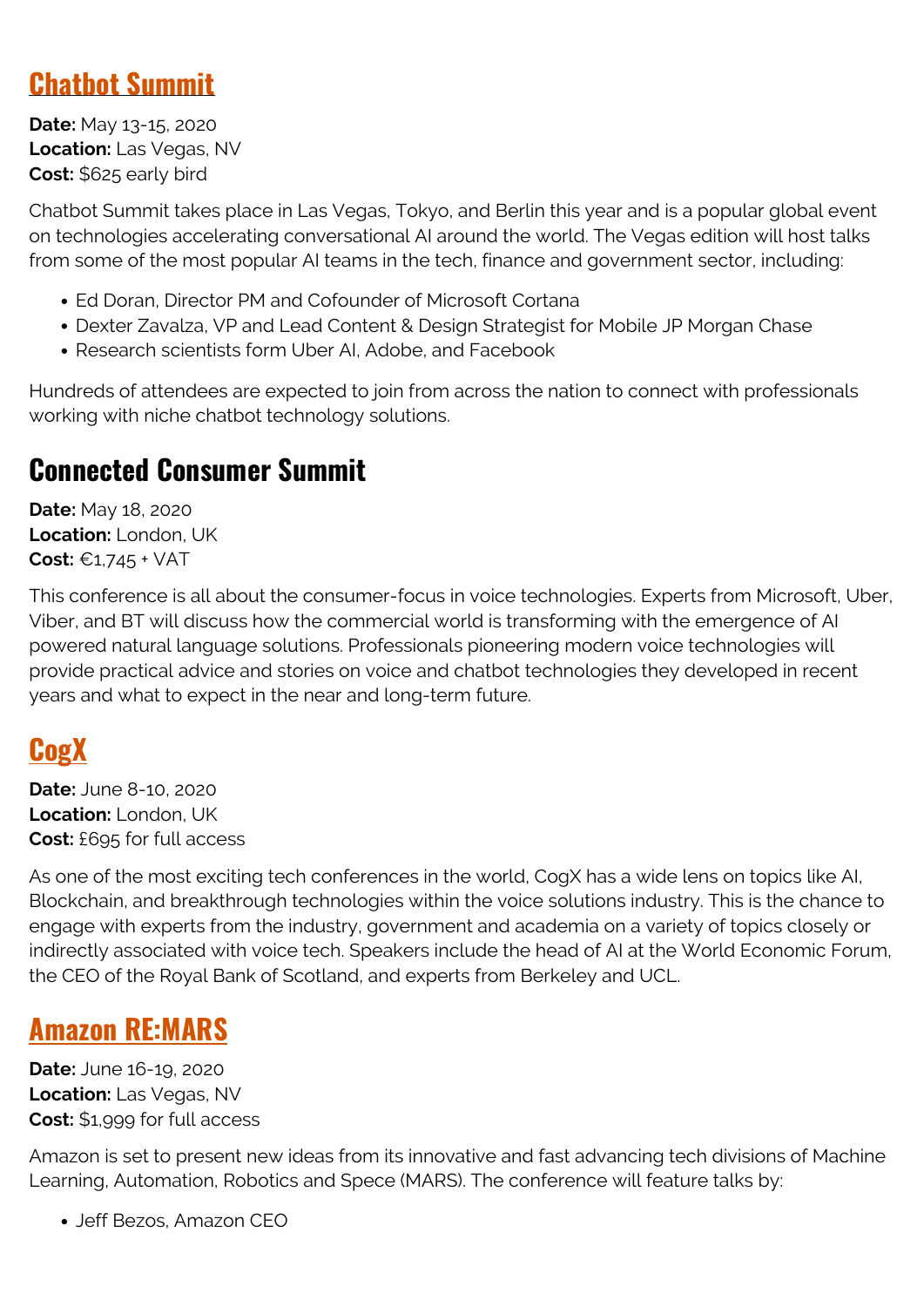## Chatbot Summit

**Date:** May 13-15, 2020
**Location:** Las Vegas, NV
**Cost:** $625 early bird

Chatbot Summit takes place in Las Vegas, Tokyo, and Berlin this year and is a popular global event on technologies accelerating conversational AI around the world. The Vegas edition will host talks from some of the most popular AI teams in the tech, finance and government sector, including:

- Ed Doran, Director PM and Cofounder of Microsoft Cortana
- Dexter Zavalza, VP and Lead Content & Design Strategist for Mobile JP Morgan Chase
- Research scientists form Uber AI, Adobe, and Facebook

Hundreds of attendees are expected to join from across the nation to connect with professionals working with niche chatbot technology solutions.

## Connected Consumer Summit

**Date:** May 18, 2020
**Location:** London, UK
**Cost:** €1,745 + VAT

This conference is all about the consumer-focus in voice technologies. Experts from Microsoft, Uber, Viber, and BT will discuss how the commercial world is transforming with the emergence of AI powered natural language solutions. Professionals pioneering modern voice technologies will provide practical advice and stories on voice and chatbot technologies they developed in recent years and what to expect in the near and long-term future.

## CogX

**Date:** June 8-10, 2020
**Location:** London, UK
**Cost:** £695 for full access

As one of the most exciting tech conferences in the world, CogX has a wide lens on topics like AI, Blockchain, and breakthrough technologies within the voice solutions industry. This is the chance to engage with experts from the industry, government and academia on a variety of topics closely or indirectly associated with voice tech. Speakers include the head of AI at the World Economic Forum, the CEO of the Royal Bank of Scotland, and experts from Berkeley and UCL.

## Amazon RE:MARS

**Date:** June 16-19, 2020
**Location:** Las Vegas, NV
**Cost:** $1,999 for full access

Amazon is set to present new ideas from its innovative and fast advancing tech divisions of Machine Learning, Automation, Robotics and Spece (MARS). The conference will feature talks by:

- Jeff Bezos, Amazon CEO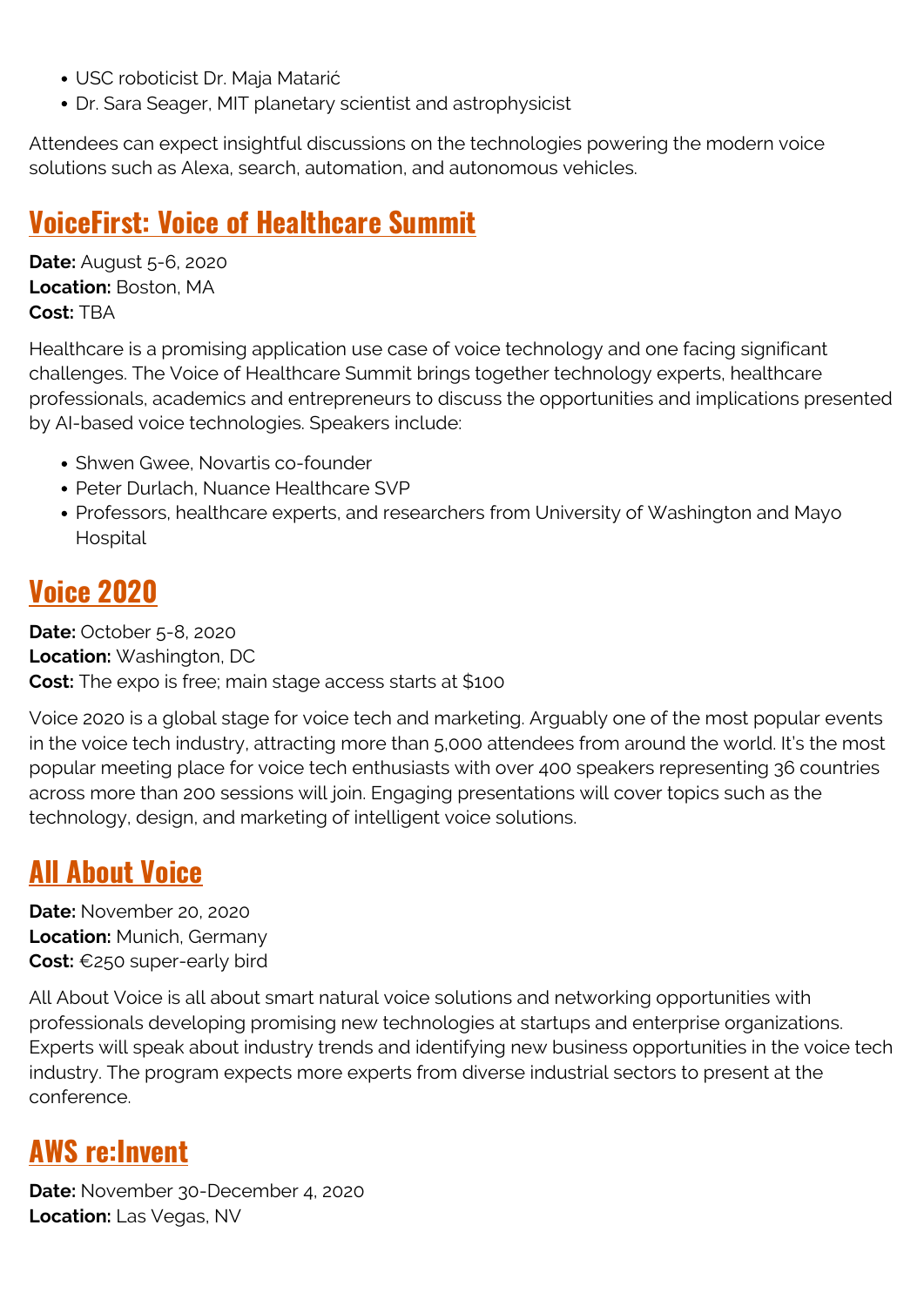- USC roboticist Dr. Maja Matarić
- Dr. Sara Seager, MIT planetary scientist and astrophysicist

Attendees can expect insightful discussions on the technologies powering the modern voice solutions such as Alexa, search, automation, and autonomous vehicles.

## VoiceFirst: Voice of Healthcare Summit

**Date:** August 5-6, 2020
**Location:** Boston, MA
**Cost:** TBA

Healthcare is a promising application use case of voice technology and one facing significant challenges. The Voice of Healthcare Summit brings together technology experts, healthcare professionals, academics and entrepreneurs to discuss the opportunities and implications presented by AI-based voice technologies. Speakers include:

- Shwen Gwee, Novartis co-founder
- Peter Durlach, Nuance Healthcare SVP
- Professors, healthcare experts, and researchers from University of Washington and Mayo Hospital

## Voice 2020

**Date:** October 5-8, 2020
**Location:** Washington, DC
**Cost:** The expo is free; main stage access starts at $100

Voice 2020 is a global stage for voice tech and marketing. Arguably one of the most popular events in the voice tech industry, attracting more than 5,000 attendees from around the world. It's the most popular meeting place for voice tech enthusiasts with over 400 speakers representing 36 countries across more than 200 sessions will join. Engaging presentations will cover topics such as the technology, design, and marketing of intelligent voice solutions.

## All About Voice

**Date:** November 20, 2020
**Location:** Munich, Germany
**Cost:** €250 super-early bird

All About Voice is all about smart natural voice solutions and networking opportunities with professionals developing promising new technologies at startups and enterprise organizations. Experts will speak about industry trends and identifying new business opportunities in the voice tech industry. The program expects more experts from diverse industrial sectors to present at the conference.

## AWS re:Invent

**Date:** November 30-December 4, 2020
**Location:** Las Vegas, NV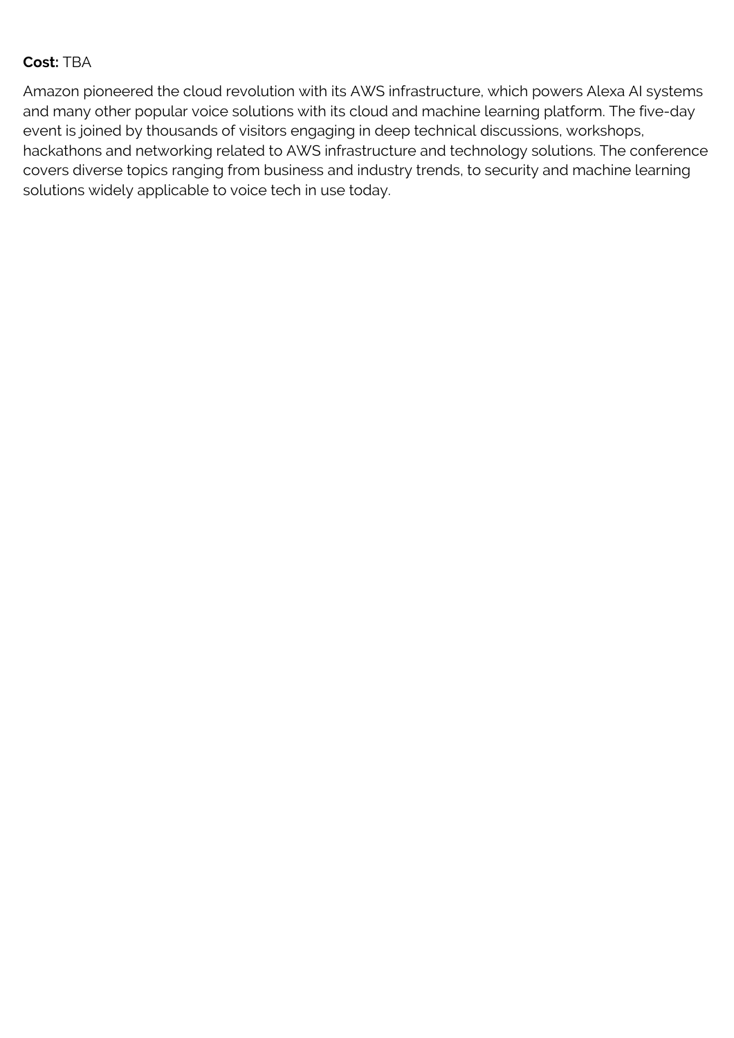**Cost:** TBA

Amazon pioneered the cloud revolution with its AWS infrastructure, which powers Alexa AI systems and many other popular voice solutions with its cloud and machine learning platform. The five-day event is joined by thousands of visitors engaging in deep technical discussions, workshops, hackathons and networking related to AWS infrastructure and technology solutions. The conference covers diverse topics ranging from business and industry trends, to security and machine learning solutions widely applicable to voice tech in use today.